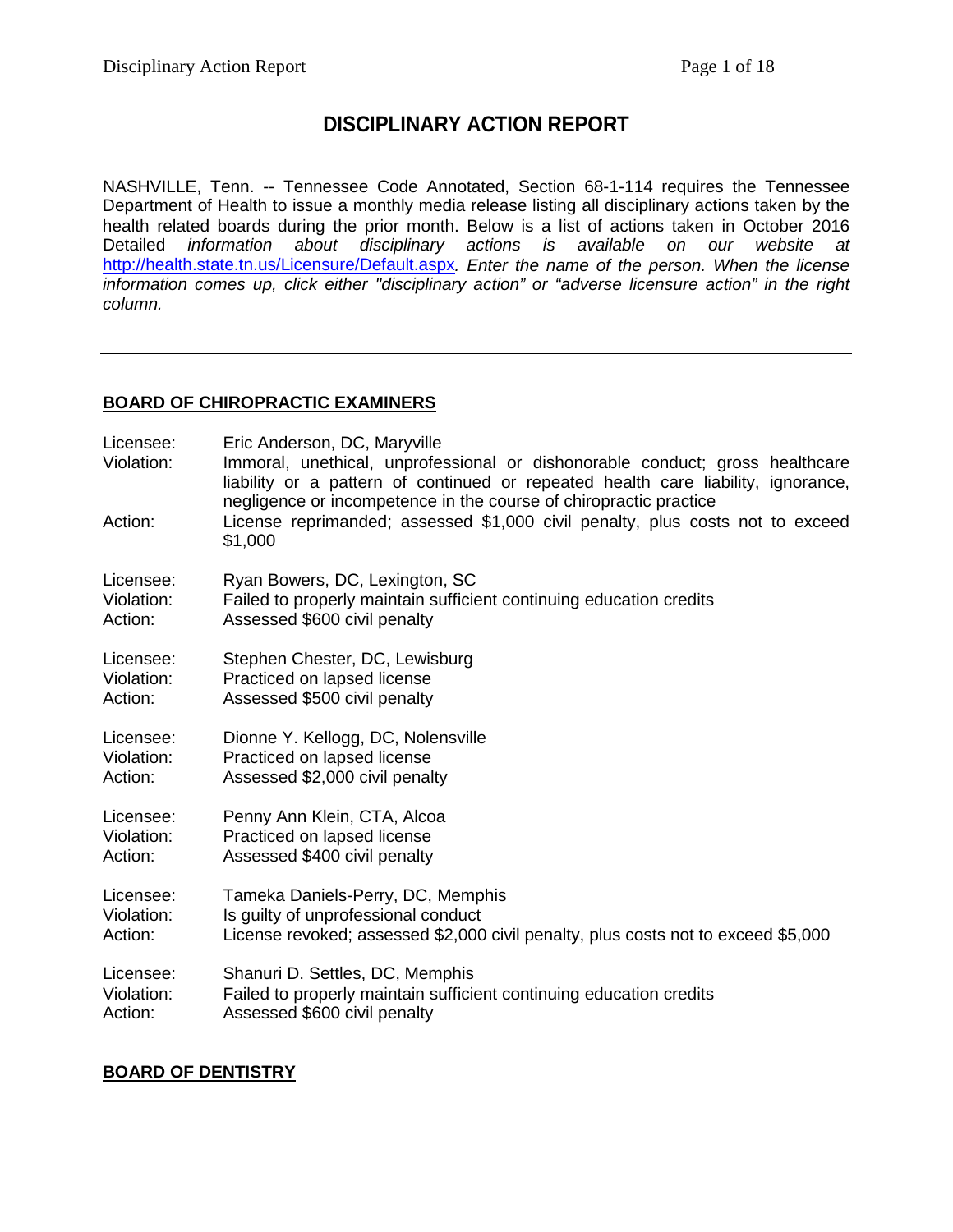# DISCIPLINARY ACTION REPORT

NASHVILLE, Tenn. -- Tennessee Code Annotated, Section 68-1-114 requires the Tennessee Department of Health to issue a monthly media release listing all disciplinary actions taken by the health related boards during the prior month. Below is a list of actions taken in October 2016 Detailed *information about disciplinary actions is available on our website at* http://health.state.tn.us/Licensure/Default.aspx*. Enter the name of the person. When the license information comes up, click either "disciplinary action" or "adverse licensure action" in the right column.*

---

## BOARD OF CHIROPRACTIC EXAMINERS

Licensee: Eric Anderson, DC, Maryville
Violation: Immoral, unethical, unprofessional or dishonorable conduct; gross healthcare liability or a pattern of continued or repeated health care liability, ignorance, negligence or incompetence in the course of chiropractic practice
Action: License reprimanded; assessed $1,000 civil penalty, plus costs not to exceed $1,000

Licensee: Ryan Bowers, DC, Lexington, SC
Violation: Failed to properly maintain sufficient continuing education credits
Action: Assessed $600 civil penalty

Licensee: Stephen Chester, DC, Lewisburg
Violation: Practiced on lapsed license
Action: Assessed $500 civil penalty

Licensee: Dionne Y. Kellogg, DC, Nolensville
Violation: Practiced on lapsed license
Action: Assessed $2,000 civil penalty

Licensee: Penny Ann Klein, CTA, Alcoa
Violation: Practiced on lapsed license
Action: Assessed $400 civil penalty

Licensee: Tameka Daniels-Perry, DC, Memphis
Violation: Is guilty of unprofessional conduct
Action: License revoked; assessed $2,000 civil penalty, plus costs not to exceed $5,000

Licensee: Shanuri D. Settles, DC, Memphis
Violation: Failed to properly maintain sufficient continuing education credits
Action: Assessed $600 civil penalty

## BOARD OF DENTISTRY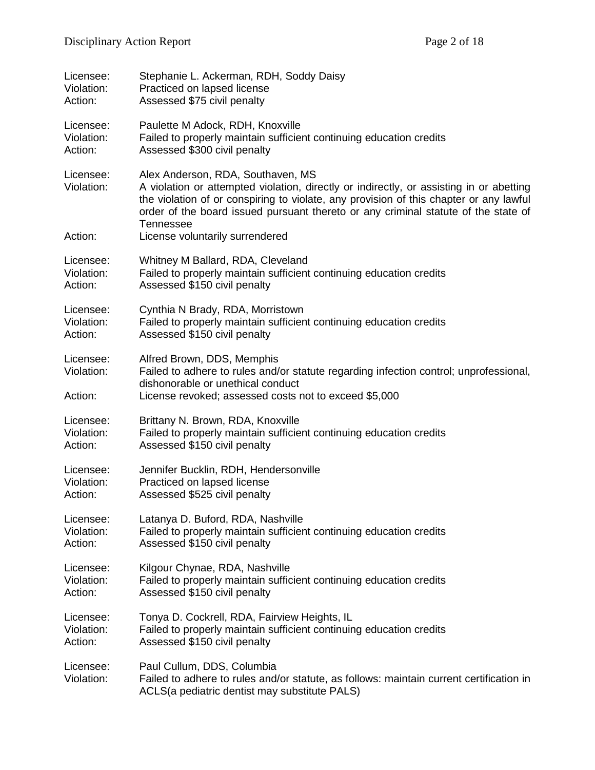Licensee: Stephanie L. Ackerman, RDH, Soddy Daisy
Violation: Practiced on lapsed license
Action: Assessed $75 civil penalty

Licensee: Paulette M Adock, RDH, Knoxville
Violation: Failed to properly maintain sufficient continuing education credits
Action: Assessed $300 civil penalty

Licensee: Alex Anderson, RDA, Southaven, MS
Violation: A violation or attempted violation, directly or indirectly, or assisting in or abetting the violation of or conspiring to violate, any provision of this chapter or any lawful order of the board issued pursuant thereto or any criminal statute of the state of Tennessee
Action: License voluntarily surrendered

Licensee: Whitney M Ballard, RDA, Cleveland
Violation: Failed to properly maintain sufficient continuing education credits
Action: Assessed $150 civil penalty

Licensee: Cynthia N Brady, RDA, Morristown
Violation: Failed to properly maintain sufficient continuing education credits
Action: Assessed $150 civil penalty

Licensee: Alfred Brown, DDS, Memphis
Violation: Failed to adhere to rules and/or statute regarding infection control; unprofessional, dishonorable or unethical conduct
Action: License revoked; assessed costs not to exceed $5,000

Licensee: Brittany N. Brown, RDA, Knoxville
Violation: Failed to properly maintain sufficient continuing education credits
Action: Assessed $150 civil penalty

Licensee: Jennifer Bucklin, RDH, Hendersonville
Violation: Practiced on lapsed license
Action: Assessed $525 civil penalty

Licensee: Latanya D. Buford, RDA, Nashville
Violation: Failed to properly maintain sufficient continuing education credits
Action: Assessed $150 civil penalty

Licensee: Kilgour Chynae, RDA, Nashville
Violation: Failed to properly maintain sufficient continuing education credits
Action: Assessed $150 civil penalty

Licensee: Tonya D. Cockrell, RDA, Fairview Heights, IL
Violation: Failed to properly maintain sufficient continuing education credits
Action: Assessed $150 civil penalty

Licensee: Paul Cullum, DDS, Columbia
Violation: Failed to adhere to rules and/or statute, as follows: maintain current certification in ACLS(a pediatric dentist may substitute PALS)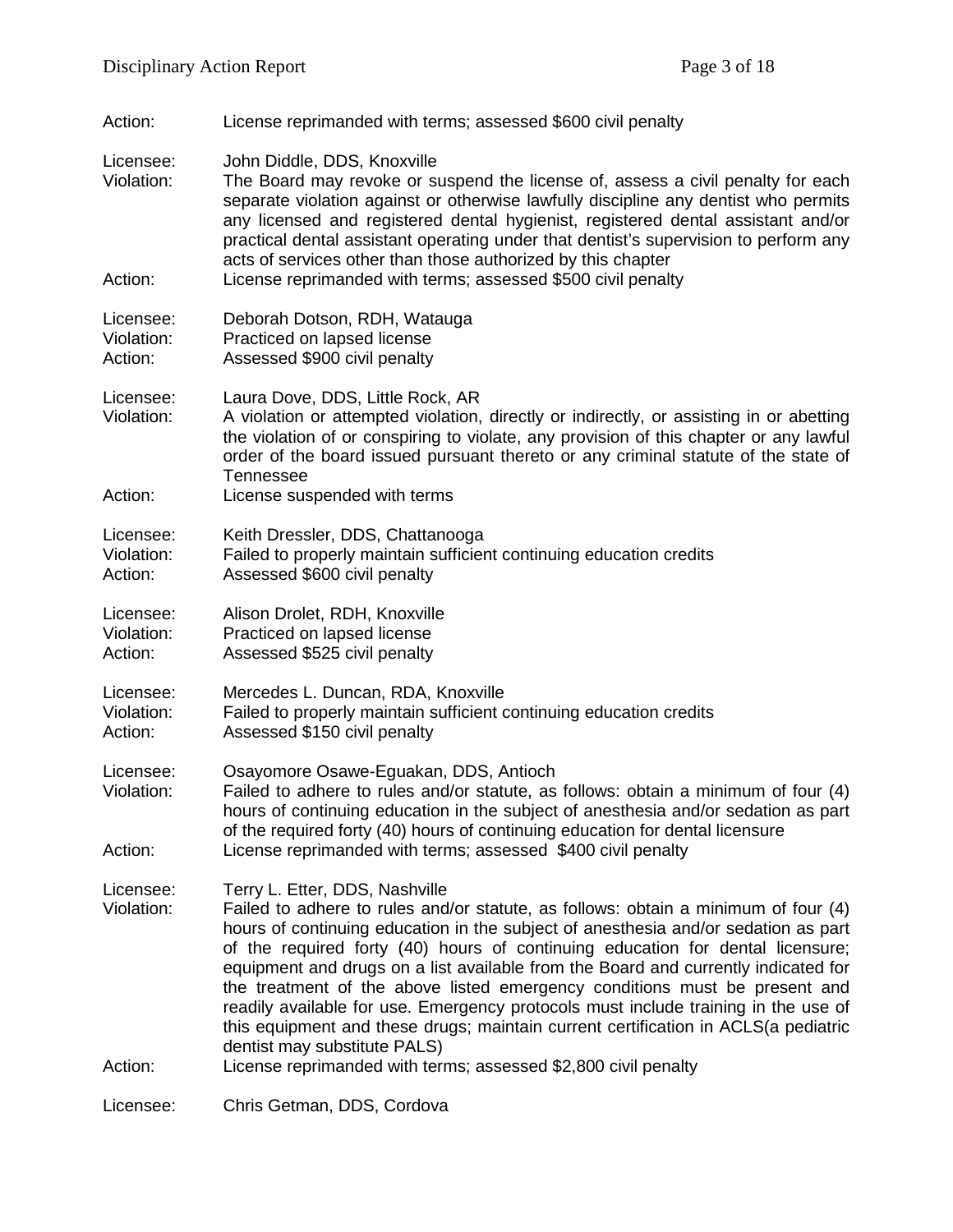Action: License reprimanded with terms; assessed $600 civil penalty

Licensee: John Diddle, DDS, Knoxville
Violation: The Board may revoke or suspend the license of, assess a civil penalty for each separate violation against or otherwise lawfully discipline any dentist who permits any licensed and registered dental hygienist, registered dental assistant and/or practical dental assistant operating under that dentist's supervision to perform any acts of services other than those authorized by this chapter
Action: License reprimanded with terms; assessed $500 civil penalty

Licensee: Deborah Dotson, RDH, Watauga
Violation: Practiced on lapsed license
Action: Assessed $900 civil penalty

Licensee: Laura Dove, DDS, Little Rock, AR
Violation: A violation or attempted violation, directly or indirectly, or assisting in or abetting the violation of or conspiring to violate, any provision of this chapter or any lawful order of the board issued pursuant thereto or any criminal statute of the state of Tennessee
Action: License suspended with terms

Licensee: Keith Dressler, DDS, Chattanooga
Violation: Failed to properly maintain sufficient continuing education credits
Action: Assessed $600 civil penalty

Licensee: Alison Drolet, RDH, Knoxville
Violation: Practiced on lapsed license
Action: Assessed $525 civil penalty

Licensee: Mercedes L. Duncan, RDA, Knoxville
Violation: Failed to properly maintain sufficient continuing education credits
Action: Assessed $150 civil penalty

Licensee: Osayomore Osawe-Eguakan, DDS, Antioch
Violation: Failed to adhere to rules and/or statute, as follows: obtain a minimum of four (4) hours of continuing education in the subject of anesthesia and/or sedation as part of the required forty (40) hours of continuing education for dental licensure
Action: License reprimanded with terms; assessed $400 civil penalty

Licensee: Terry L. Etter, DDS, Nashville
Violation: Failed to adhere to rules and/or statute, as follows: obtain a minimum of four (4) hours of continuing education in the subject of anesthesia and/or sedation as part of the required forty (40) hours of continuing education for dental licensure; equipment and drugs on a list available from the Board and currently indicated for the treatment of the above listed emergency conditions must be present and readily available for use. Emergency protocols must include training in the use of this equipment and these drugs; maintain current certification in ACLS(a pediatric dentist may substitute PALS)
Action: License reprimanded with terms; assessed $2,800 civil penalty

Licensee: Chris Getman, DDS, Cordova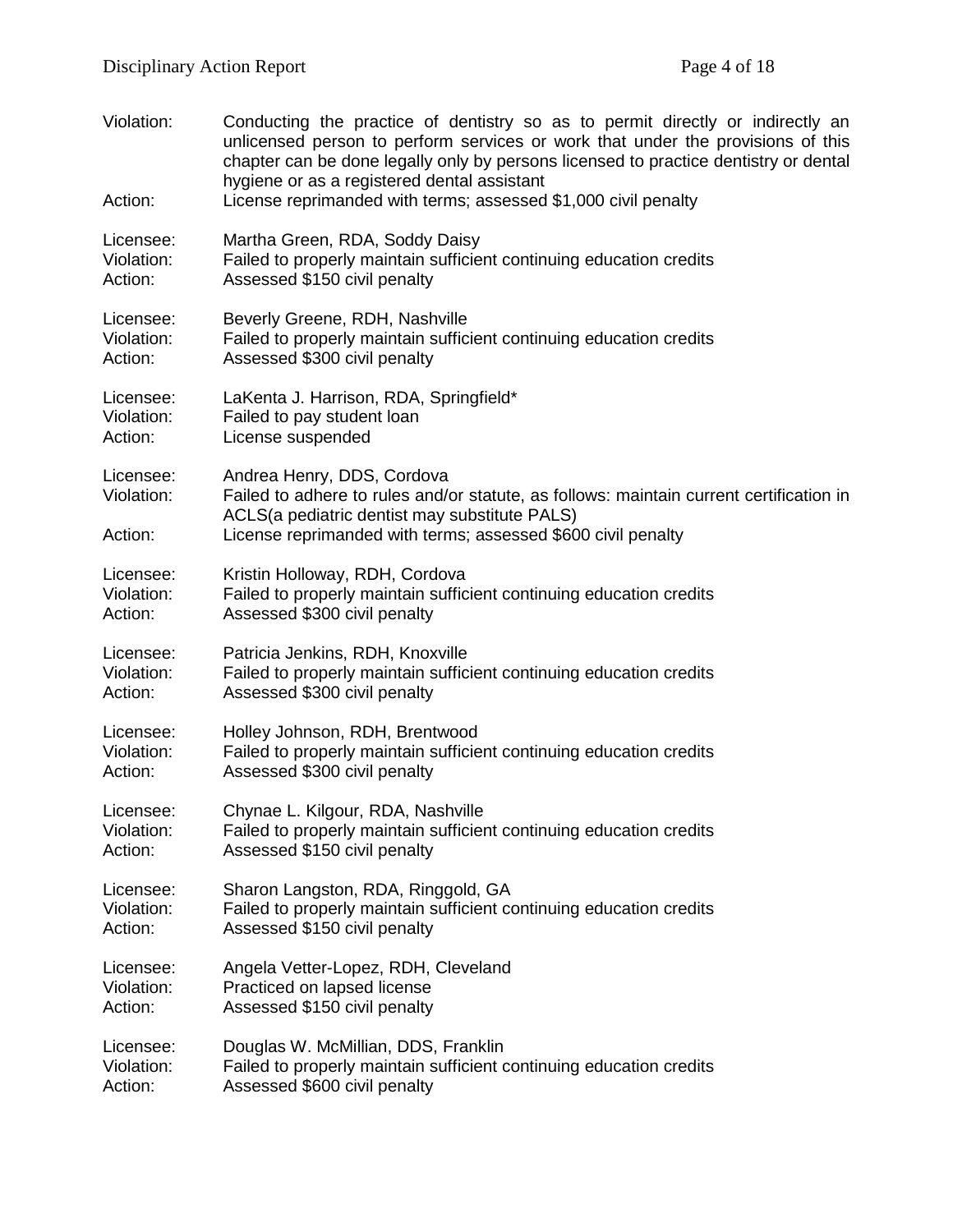Violation: Conducting the practice of dentistry so as to permit directly or indirectly an unlicensed person to perform services or work that under the provisions of this chapter can be done legally only by persons licensed to practice dentistry or dental hygiene or as a registered dental assistant
Action: License reprimanded with terms; assessed $1,000 civil penalty

Licensee: Martha Green, RDA, Soddy Daisy
Violation: Failed to properly maintain sufficient continuing education credits
Action: Assessed $150 civil penalty

Licensee: Beverly Greene, RDH, Nashville
Violation: Failed to properly maintain sufficient continuing education credits
Action: Assessed $300 civil penalty

Licensee: LaKenta J. Harrison, RDA, Springfield*
Violation: Failed to pay student loan
Action: License suspended

Licensee: Andrea Henry, DDS, Cordova
Violation: Failed to adhere to rules and/or statute, as follows: maintain current certification in ACLS(a pediatric dentist may substitute PALS)
Action: License reprimanded with terms; assessed $600 civil penalty

Licensee: Kristin Holloway, RDH, Cordova
Violation: Failed to properly maintain sufficient continuing education credits
Action: Assessed $300 civil penalty

Licensee: Patricia Jenkins, RDH, Knoxville
Violation: Failed to properly maintain sufficient continuing education credits
Action: Assessed $300 civil penalty

Licensee: Holley Johnson, RDH, Brentwood
Violation: Failed to properly maintain sufficient continuing education credits
Action: Assessed $300 civil penalty

Licensee: Chynae L. Kilgour, RDA, Nashville
Violation: Failed to properly maintain sufficient continuing education credits
Action: Assessed $150 civil penalty

Licensee: Sharon Langston, RDA, Ringgold, GA
Violation: Failed to properly maintain sufficient continuing education credits
Action: Assessed $150 civil penalty

Licensee: Angela Vetter-Lopez, RDH, Cleveland
Violation: Practiced on lapsed license
Action: Assessed $150 civil penalty

Licensee: Douglas W. McMillian, DDS, Franklin
Violation: Failed to properly maintain sufficient continuing education credits
Action: Assessed $600 civil penalty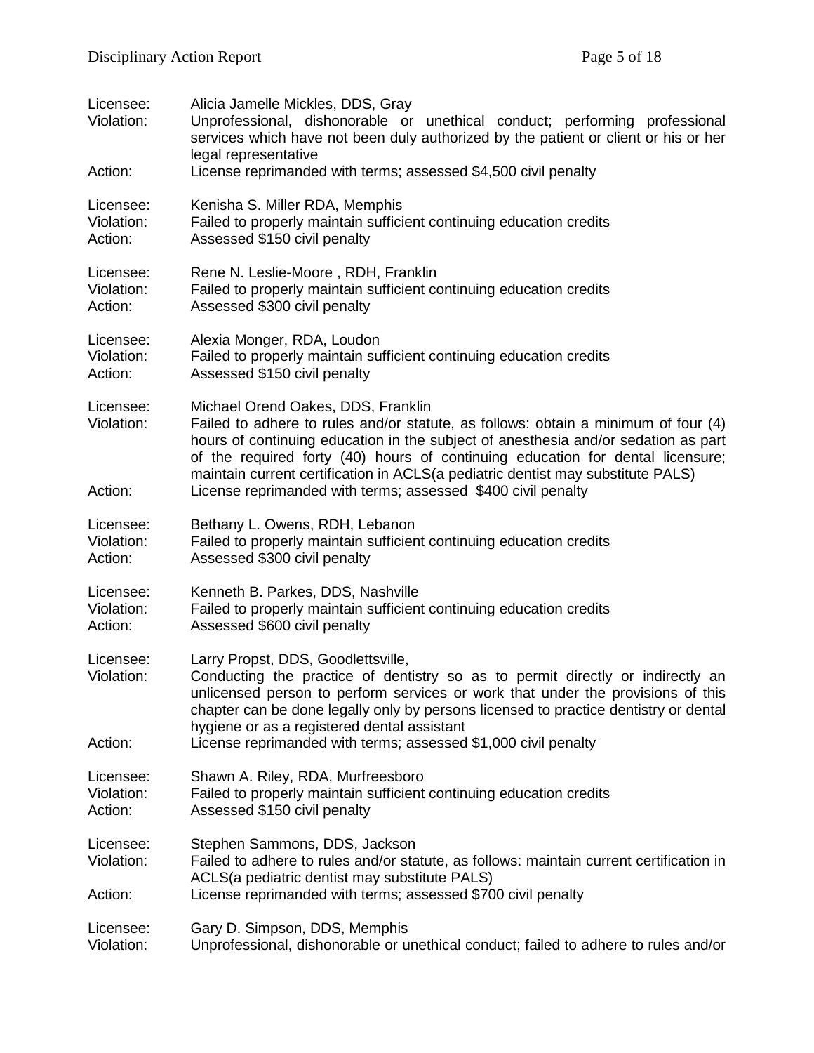Licensee: Alicia Jamelle Mickles, DDS, Gray
Violation: Unprofessional, dishonorable or unethical conduct; performing professional services which have not been duly authorized by the patient or client or his or her legal representative
Action: License reprimanded with terms; assessed $4,500 civil penalty

Licensee: Kenisha S. Miller RDA, Memphis
Violation: Failed to properly maintain sufficient continuing education credits
Action: Assessed $150 civil penalty

Licensee: Rene N. Leslie-Moore , RDH, Franklin
Violation: Failed to properly maintain sufficient continuing education credits
Action: Assessed $300 civil penalty

Licensee: Alexia Monger, RDA, Loudon
Violation: Failed to properly maintain sufficient continuing education credits
Action: Assessed $150 civil penalty

Licensee: Michael Orend Oakes, DDS, Franklin
Violation: Failed to adhere to rules and/or statute, as follows: obtain a minimum of four (4) hours of continuing education in the subject of anesthesia and/or sedation as part of the required forty (40) hours of continuing education for dental licensure; maintain current certification in ACLS(a pediatric dentist may substitute PALS)
Action: License reprimanded with terms; assessed $400 civil penalty

Licensee: Bethany L. Owens, RDH, Lebanon
Violation: Failed to properly maintain sufficient continuing education credits
Action: Assessed $300 civil penalty

Licensee: Kenneth B. Parkes, DDS, Nashville
Violation: Failed to properly maintain sufficient continuing education credits
Action: Assessed $600 civil penalty

Licensee: Larry Propst, DDS, Goodlettsville,
Violation: Conducting the practice of dentistry so as to permit directly or indirectly an unlicensed person to perform services or work that under the provisions of this chapter can be done legally only by persons licensed to practice dentistry or dental hygiene or as a registered dental assistant
Action: License reprimanded with terms; assessed $1,000 civil penalty

Licensee: Shawn A. Riley, RDA, Murfreesboro
Violation: Failed to properly maintain sufficient continuing education credits
Action: Assessed $150 civil penalty

Licensee: Stephen Sammons, DDS, Jackson
Violation: Failed to adhere to rules and/or statute, as follows: maintain current certification in ACLS(a pediatric dentist may substitute PALS)
Action: License reprimanded with terms; assessed $700 civil penalty

Licensee: Gary D. Simpson, DDS, Memphis
Violation: Unprofessional, dishonorable or unethical conduct; failed to adhere to rules and/or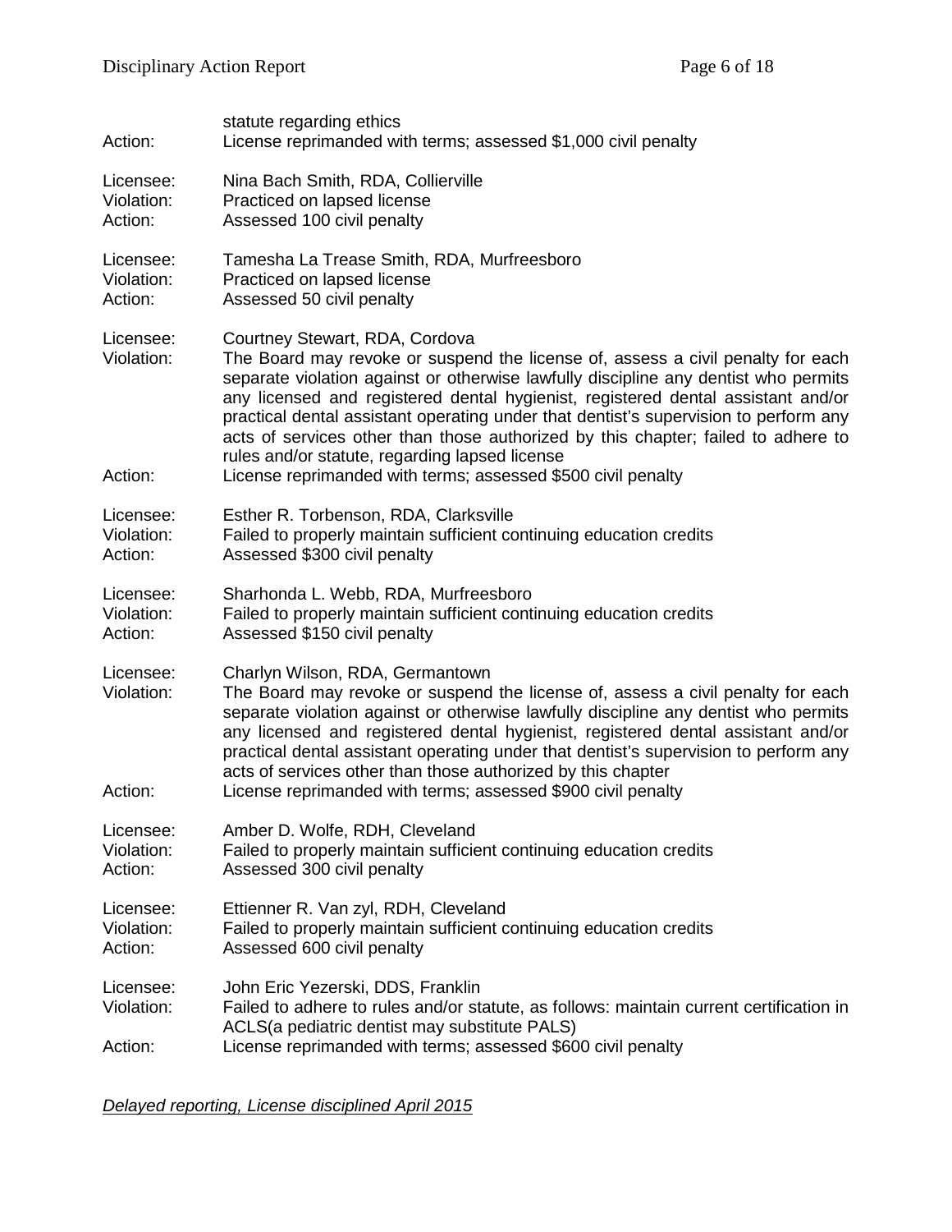statute regarding ethics
Action: License reprimanded with terms; assessed $1,000 civil penalty

Licensee: Nina Bach Smith, RDA, Collierville
Violation: Practiced on lapsed license
Action: Assessed 100 civil penalty

Licensee: Tamesha La Trease Smith, RDA, Murfreesboro
Violation: Practiced on lapsed license
Action: Assessed 50 civil penalty

Licensee: Courtney Stewart, RDA, Cordova
Violation: The Board may revoke or suspend the license of, assess a civil penalty for each separate violation against or otherwise lawfully discipline any dentist who permits any licensed and registered dental hygienist, registered dental assistant and/or practical dental assistant operating under that dentist's supervision to perform any acts of services other than those authorized by this chapter; failed to adhere to rules and/or statute, regarding lapsed license
Action: License reprimanded with terms; assessed $500 civil penalty

Licensee: Esther R. Torbenson, RDA, Clarksville
Violation: Failed to properly maintain sufficient continuing education credits
Action: Assessed $300 civil penalty

Licensee: Sharhonda L. Webb, RDA, Murfreesboro
Violation: Failed to properly maintain sufficient continuing education credits
Action: Assessed $150 civil penalty

Licensee: Charlyn Wilson, RDA, Germantown
Violation: The Board may revoke or suspend the license of, assess a civil penalty for each separate violation against or otherwise lawfully discipline any dentist who permits any licensed and registered dental hygienist, registered dental assistant and/or practical dental assistant operating under that dentist's supervision to perform any acts of services other than those authorized by this chapter
Action: License reprimanded with terms; assessed $900 civil penalty

Licensee: Amber D. Wolfe, RDH, Cleveland
Violation: Failed to properly maintain sufficient continuing education credits
Action: Assessed 300 civil penalty

Licensee: Ettienner R. Van zyl, RDH, Cleveland
Violation: Failed to properly maintain sufficient continuing education credits
Action: Assessed 600 civil penalty

Licensee: John Eric Yezerski, DDS, Franklin
Violation: Failed to adhere to rules and/or statute, as follows: maintain current certification in ACLS(a pediatric dentist may substitute PALS)
Action: License reprimanded with terms; assessed $600 civil penalty

*Delayed reporting, License disciplined April 2015*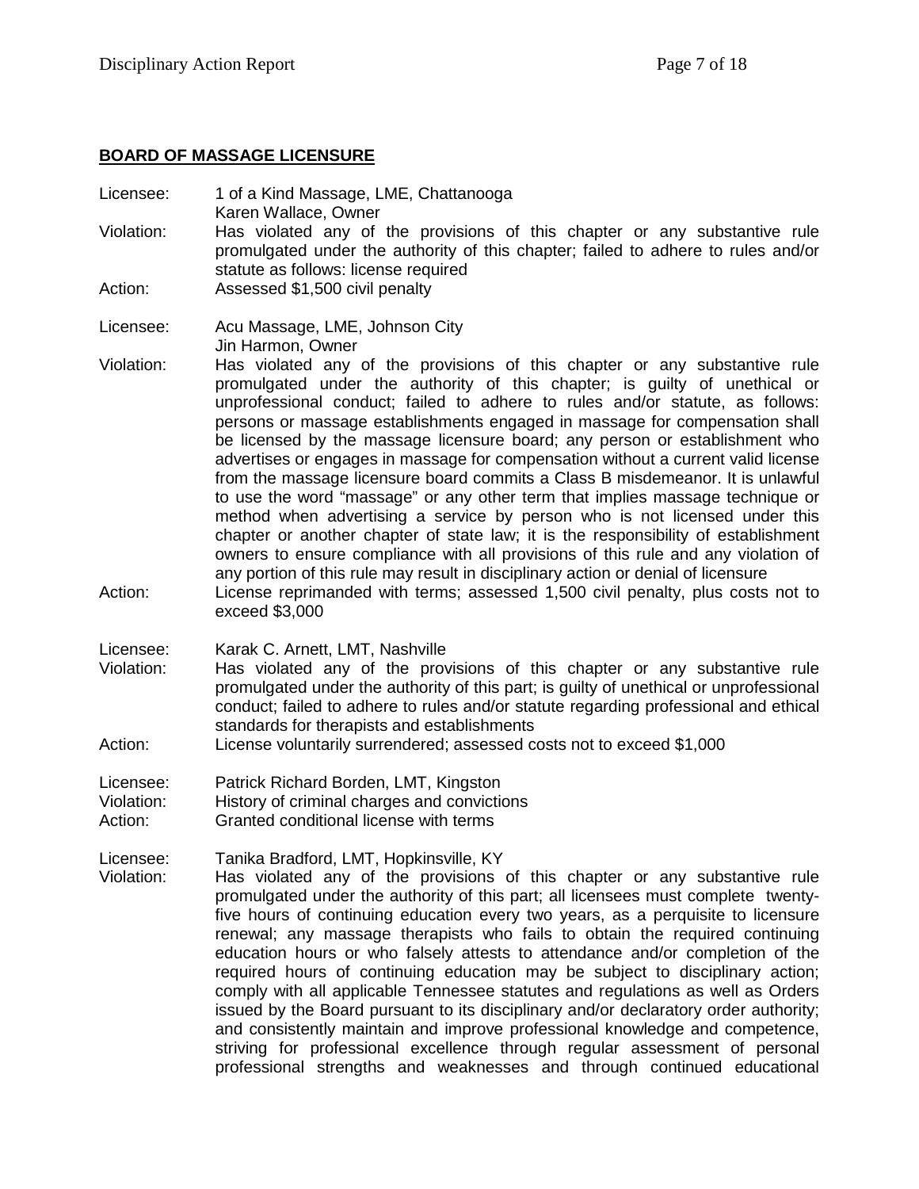## BOARD OF MASSAGE LICENSURE

Licensee: 1 of a Kind Massage, LME, Chattanooga
Karen Wallace, Owner

Violation: Has violated any of the provisions of this chapter or any substantive rule promulgated under the authority of this chapter; failed to adhere to rules and/or statute as follows: license required

Action: Assessed $1,500 civil penalty

Licensee: Acu Massage, LME, Johnson City
Jin Harmon, Owner

Violation: Has violated any of the provisions of this chapter or any substantive rule promulgated under the authority of this chapter; is guilty of unethical or unprofessional conduct; failed to adhere to rules and/or statute, as follows: persons or massage establishments engaged in massage for compensation shall be licensed by the massage licensure board; any person or establishment who advertises or engages in massage for compensation without a current valid license from the massage licensure board commits a Class B misdemeanor. It is unlawful to use the word "massage" or any other term that implies massage technique or method when advertising a service by person who is not licensed under this chapter or another chapter of state law; it is the responsibility of establishment owners to ensure compliance with all provisions of this rule and any violation of any portion of this rule may result in disciplinary action or denial of licensure

Action: License reprimanded with terms; assessed 1,500 civil penalty, plus costs not to exceed $3,000

Licensee: Karak C. Arnett, LMT, Nashville

Violation: Has violated any of the provisions of this chapter or any substantive rule promulgated under the authority of this part; is guilty of unethical or unprofessional conduct; failed to adhere to rules and/or statute regarding professional and ethical standards for therapists and establishments

Action: License voluntarily surrendered; assessed costs not to exceed $1,000

Licensee: Patrick Richard Borden, LMT, Kingston

Violation: History of criminal charges and convictions

Action: Granted conditional license with terms

Licensee: Tanika Bradford, LMT, Hopkinsville, KY

Violation: Has violated any of the provisions of this chapter or any substantive rule promulgated under the authority of this part; all licensees must complete twenty-five hours of continuing education every two years, as a perquisite to licensure renewal; any massage therapists who fails to obtain the required continuing education hours or who falsely attests to attendance and/or completion of the required hours of continuing education may be subject to disciplinary action; comply with all applicable Tennessee statutes and regulations as well as Orders issued by the Board pursuant to its disciplinary and/or declaratory order authority; and consistently maintain and improve professional knowledge and competence, striving for professional excellence through regular assessment of personal professional strengths and weaknesses and through continued educational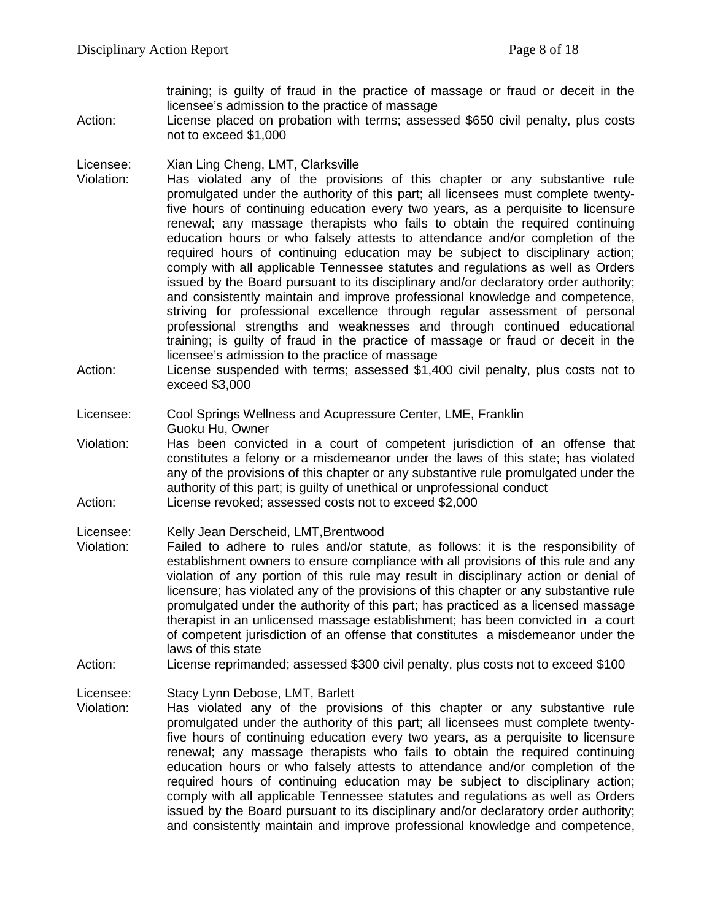training; is guilty of fraud in the practice of massage or fraud or deceit in the licensee's admission to the practice of massage

Action: License placed on probation with terms; assessed $650 civil penalty, plus costs not to exceed $1,000

Licensee: Xian Ling Cheng, LMT, Clarksville

Violation: Has violated any of the provisions of this chapter or any substantive rule promulgated under the authority of this part; all licensees must complete twenty-five hours of continuing education every two years, as a perquisite to licensure renewal; any massage therapists who fails to obtain the required continuing education hours or who falsely attests to attendance and/or completion of the required hours of continuing education may be subject to disciplinary action; comply with all applicable Tennessee statutes and regulations as well as Orders issued by the Board pursuant to its disciplinary and/or declaratory order authority; and consistently maintain and improve professional knowledge and competence, striving for professional excellence through regular assessment of personal professional strengths and weaknesses and through continued educational training; is guilty of fraud in the practice of massage or fraud or deceit in the licensee's admission to the practice of massage

Action: License suspended with terms; assessed $1,400 civil penalty, plus costs not to exceed $3,000

Licensee: Cool Springs Wellness and Acupressure Center, LME, Franklin
Guoku Hu, Owner

Violation: Has been convicted in a court of competent jurisdiction of an offense that constitutes a felony or a misdemeanor under the laws of this state; has violated any of the provisions of this chapter or any substantive rule promulgated under the authority of this part; is guilty of unethical or unprofessional conduct

Action: License revoked; assessed costs not to exceed $2,000

Licensee: Kelly Jean Derscheid, LMT,Brentwood

Violation: Failed to adhere to rules and/or statute, as follows: it is the responsibility of establishment owners to ensure compliance with all provisions of this rule and any violation of any portion of this rule may result in disciplinary action or denial of licensure; has violated any of the provisions of this chapter or any substantive rule promulgated under the authority of this part; has practiced as a licensed massage therapist in an unlicensed massage establishment; has been convicted in a court of competent jurisdiction of an offense that constitutes a misdemeanor under the laws of this state

Action: License reprimanded; assessed $300 civil penalty, plus costs not to exceed $100

Licensee: Stacy Lynn Debose, LMT, Barlett

Violation: Has violated any of the provisions of this chapter or any substantive rule promulgated under the authority of this part; all licensees must complete twenty-five hours of continuing education every two years, as a perquisite to licensure renewal; any massage therapists who fails to obtain the required continuing education hours or who falsely attests to attendance and/or completion of the required hours of continuing education may be subject to disciplinary action; comply with all applicable Tennessee statutes and regulations as well as Orders issued by the Board pursuant to its disciplinary and/or declaratory order authority; and consistently maintain and improve professional knowledge and competence,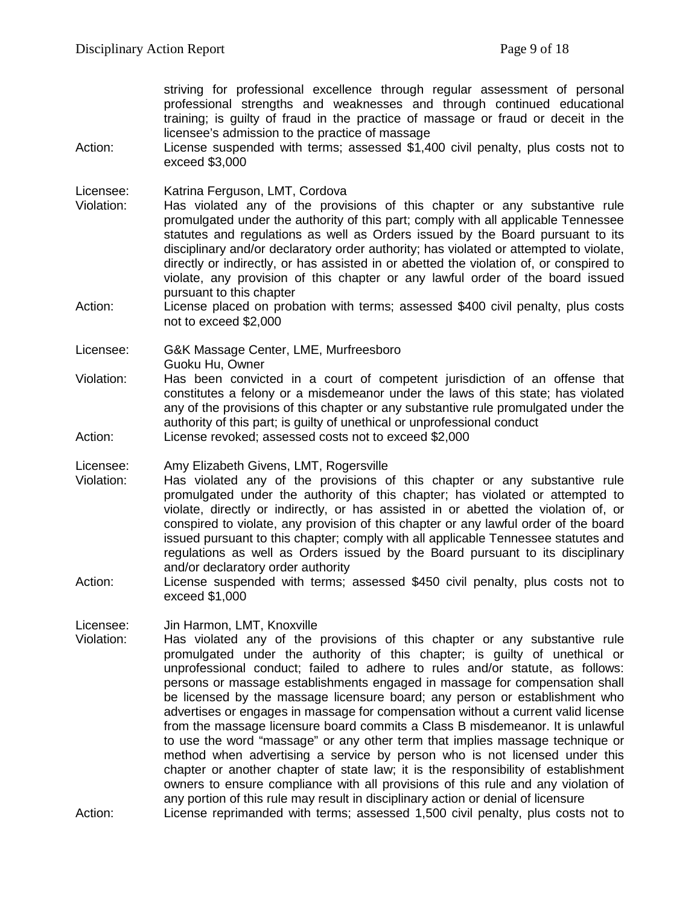striving for professional excellence through regular assessment of personal professional strengths and weaknesses and through continued educational training; is guilty of fraud in the practice of massage or fraud or deceit in the licensee's admission to the practice of massage

Action: License suspended with terms; assessed $1,400 civil penalty, plus costs not to exceed $3,000

Licensee: Katrina Ferguson, LMT, Cordova

Violation: Has violated any of the provisions of this chapter or any substantive rule promulgated under the authority of this part; comply with all applicable Tennessee statutes and regulations as well as Orders issued by the Board pursuant to its disciplinary and/or declaratory order authority; has violated or attempted to violate, directly or indirectly, or has assisted in or abetted the violation of, or conspired to violate, any provision of this chapter or any lawful order of the board issued pursuant to this chapter

Action: License placed on probation with terms; assessed $400 civil penalty, plus costs not to exceed $2,000

Licensee: G&K Massage Center, LME, Murfreesboro
Guoku Hu, Owner

Violation: Has been convicted in a court of competent jurisdiction of an offense that constitutes a felony or a misdemeanor under the laws of this state; has violated any of the provisions of this chapter or any substantive rule promulgated under the authority of this part; is guilty of unethical or unprofessional conduct

Action: License revoked; assessed costs not to exceed $2,000

Licensee: Amy Elizabeth Givens, LMT, Rogersville

Violation: Has violated any of the provisions of this chapter or any substantive rule promulgated under the authority of this chapter; has violated or attempted to violate, directly or indirectly, or has assisted in or abetted the violation of, or conspired to violate, any provision of this chapter or any lawful order of the board issued pursuant to this chapter; comply with all applicable Tennessee statutes and regulations as well as Orders issued by the Board pursuant to its disciplinary and/or declaratory order authority

Action: License suspended with terms; assessed $450 civil penalty, plus costs not to exceed $1,000

Licensee: Jin Harmon, LMT, Knoxville

Violation: Has violated any of the provisions of this chapter or any substantive rule promulgated under the authority of this chapter; is guilty of unethical or unprofessional conduct; failed to adhere to rules and/or statute, as follows: persons or massage establishments engaged in massage for compensation shall be licensed by the massage licensure board; any person or establishment who advertises or engages in massage for compensation without a current valid license from the massage licensure board commits a Class B misdemeanor. It is unlawful to use the word "massage" or any other term that implies massage technique or method when advertising a service by person who is not licensed under this chapter or another chapter of state law; it is the responsibility of establishment owners to ensure compliance with all provisions of this rule and any violation of any portion of this rule may result in disciplinary action or denial of licensure

Action: License reprimanded with terms; assessed 1,500 civil penalty, plus costs not to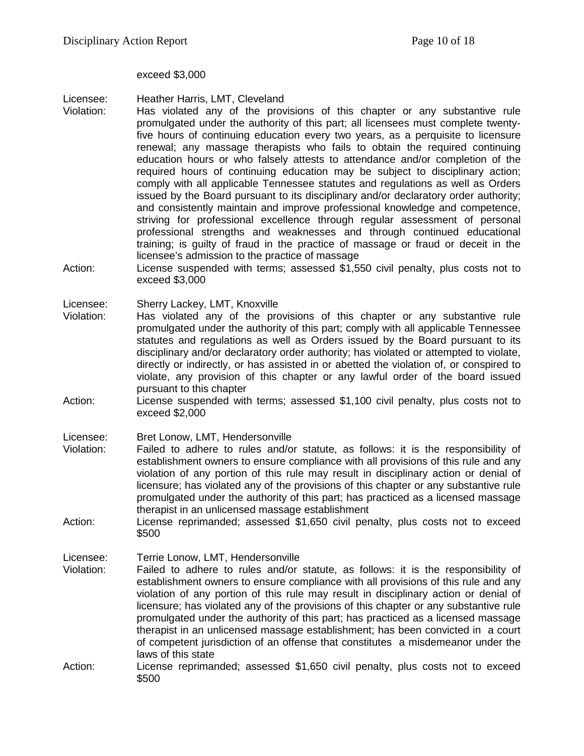exceed $3,000

Licensee: Heather Harris, LMT, Cleveland
Violation: Has violated any of the provisions of this chapter or any substantive rule promulgated under the authority of this part; all licensees must complete twenty-five hours of continuing education every two years, as a perquisite to licensure renewal; any massage therapists who fails to obtain the required continuing education hours or who falsely attests to attendance and/or completion of the required hours of continuing education may be subject to disciplinary action; comply with all applicable Tennessee statutes and regulations as well as Orders issued by the Board pursuant to its disciplinary and/or declaratory order authority; and consistently maintain and improve professional knowledge and competence, striving for professional excellence through regular assessment of personal professional strengths and weaknesses and through continued educational training; is guilty of fraud in the practice of massage or fraud or deceit in the licensee's admission to the practice of massage
Action: License suspended with terms; assessed $1,550 civil penalty, plus costs not to exceed $3,000

Licensee: Sherry Lackey, LMT, Knoxville
Violation: Has violated any of the provisions of this chapter or any substantive rule promulgated under the authority of this part; comply with all applicable Tennessee statutes and regulations as well as Orders issued by the Board pursuant to its disciplinary and/or declaratory order authority; has violated or attempted to violate, directly or indirectly, or has assisted in or abetted the violation of, or conspired to violate, any provision of this chapter or any lawful order of the board issued pursuant to this chapter
Action: License suspended with terms; assessed $1,100 civil penalty, plus costs not to exceed $2,000

Licensee: Bret Lonow, LMT, Hendersonville
Violation: Failed to adhere to rules and/or statute, as follows: it is the responsibility of establishment owners to ensure compliance with all provisions of this rule and any violation of any portion of this rule may result in disciplinary action or denial of licensure; has violated any of the provisions of this chapter or any substantive rule promulgated under the authority of this part; has practiced as a licensed massage therapist in an unlicensed massage establishment
Action: License reprimanded; assessed $1,650 civil penalty, plus costs not to exceed $500

Licensee: Terrie Lonow, LMT, Hendersonville
Violation: Failed to adhere to rules and/or statute, as follows: it is the responsibility of establishment owners to ensure compliance with all provisions of this rule and any violation of any portion of this rule may result in disciplinary action or denial of licensure; has violated any of the provisions of this chapter or any substantive rule promulgated under the authority of this part; has practiced as a licensed massage therapist in an unlicensed massage establishment; has been convicted in a court of competent jurisdiction of an offense that constitutes a misdemeanor under the laws of this state
Action: License reprimanded; assessed $1,650 civil penalty, plus costs not to exceed $500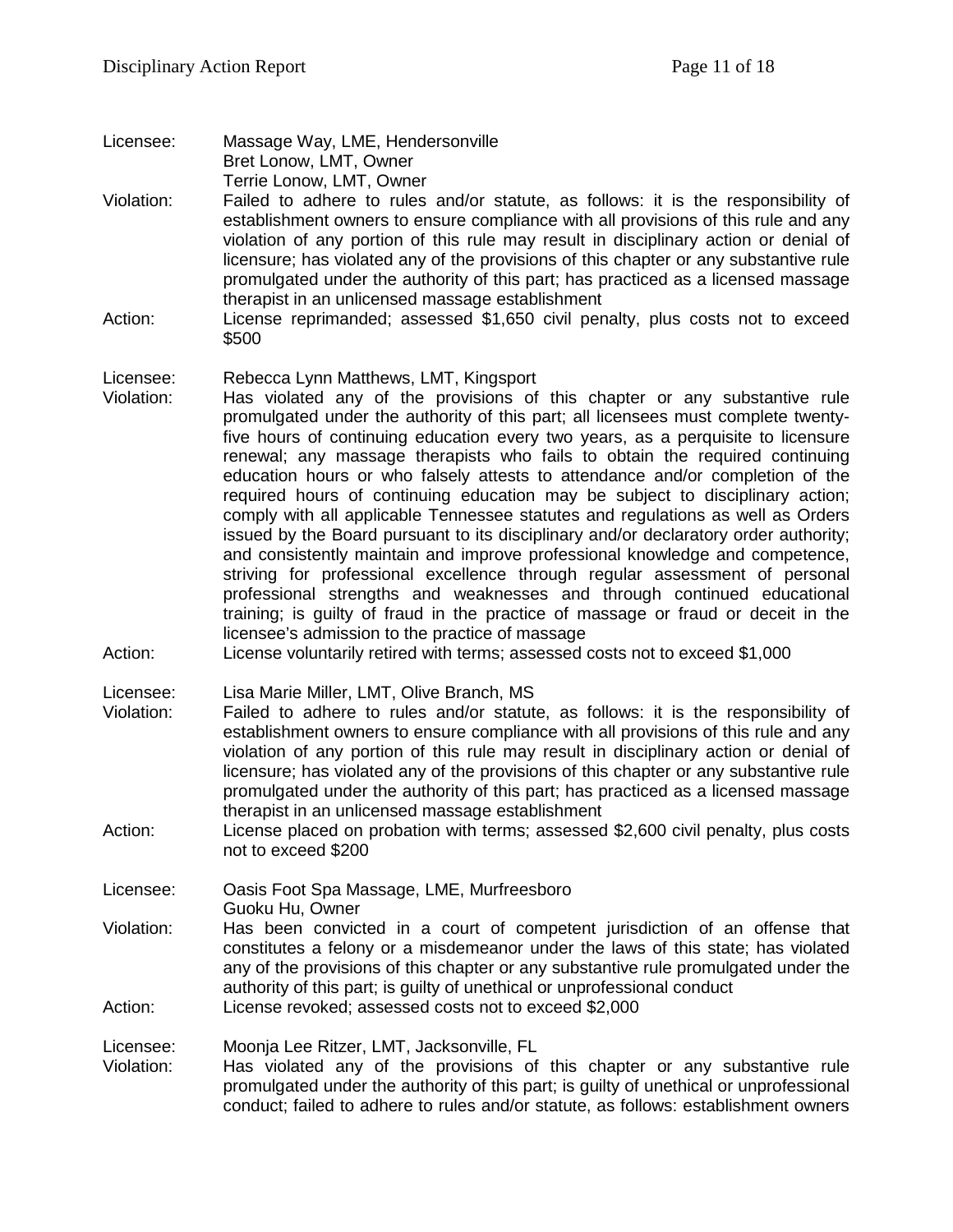Licensee: Massage Way, LME, Hendersonville
Bret Lonow, LMT, Owner
Terrie Lonow, LMT, Owner

Violation: Failed to adhere to rules and/or statute, as follows: it is the responsibility of establishment owners to ensure compliance with all provisions of this rule and any violation of any portion of this rule may result in disciplinary action or denial of licensure; has violated any of the provisions of this chapter or any substantive rule promulgated under the authority of this part; has practiced as a licensed massage therapist in an unlicensed massage establishment

Action: License reprimanded; assessed $1,650 civil penalty, plus costs not to exceed $500

Licensee: Rebecca Lynn Matthews, LMT, Kingsport

Violation: Has violated any of the provisions of this chapter or any substantive rule promulgated under the authority of this part; all licensees must complete twenty-five hours of continuing education every two years, as a perquisite to licensure renewal; any massage therapists who fails to obtain the required continuing education hours or who falsely attests to attendance and/or completion of the required hours of continuing education may be subject to disciplinary action; comply with all applicable Tennessee statutes and regulations as well as Orders issued by the Board pursuant to its disciplinary and/or declaratory order authority; and consistently maintain and improve professional knowledge and competence, striving for professional excellence through regular assessment of personal professional strengths and weaknesses and through continued educational training; is guilty of fraud in the practice of massage or fraud or deceit in the licensee's admission to the practice of massage

Action: License voluntarily retired with terms; assessed costs not to exceed $1,000

Licensee: Lisa Marie Miller, LMT, Olive Branch, MS

Violation: Failed to adhere to rules and/or statute, as follows: it is the responsibility of establishment owners to ensure compliance with all provisions of this rule and any violation of any portion of this rule may result in disciplinary action or denial of licensure; has violated any of the provisions of this chapter or any substantive rule promulgated under the authority of this part; has practiced as a licensed massage therapist in an unlicensed massage establishment

Action: License placed on probation with terms; assessed $2,600 civil penalty, plus costs not to exceed $200

Licensee: Oasis Foot Spa Massage, LME, Murfreesboro
Guoku Hu, Owner

Violation: Has been convicted in a court of competent jurisdiction of an offense that constitutes a felony or a misdemeanor under the laws of this state; has violated any of the provisions of this chapter or any substantive rule promulgated under the authority of this part; is guilty of unethical or unprofessional conduct

Action: License revoked; assessed costs not to exceed $2,000

Licensee: Moonja Lee Ritzer, LMT, Jacksonville, FL

Violation: Has violated any of the provisions of this chapter or any substantive rule promulgated under the authority of this part; is guilty of unethical or unprofessional conduct; failed to adhere to rules and/or statute, as follows: establishment owners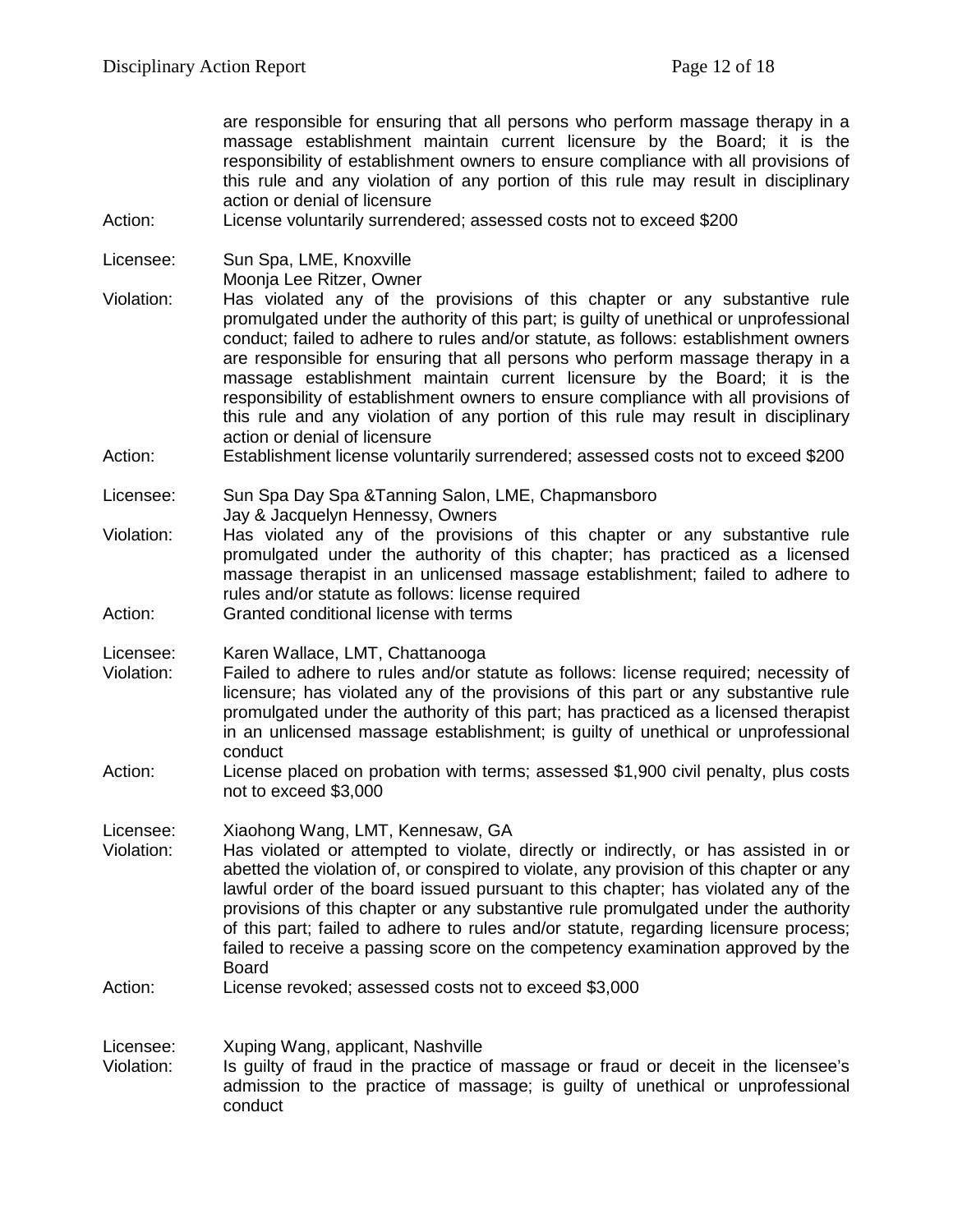are responsible for ensuring that all persons who perform massage therapy in a massage establishment maintain current licensure by the Board; it is the responsibility of establishment owners to ensure compliance with all provisions of this rule and any violation of any portion of this rule may result in disciplinary action or denial of licensure

Action: License voluntarily surrendered; assessed costs not to exceed $200

Licensee: Sun Spa, LME, Knoxville
Moonja Lee Ritzer, Owner

Violation: Has violated any of the provisions of this chapter or any substantive rule promulgated under the authority of this part; is guilty of unethical or unprofessional conduct; failed to adhere to rules and/or statute, as follows: establishment owners are responsible for ensuring that all persons who perform massage therapy in a massage establishment maintain current licensure by the Board; it is the responsibility of establishment owners to ensure compliance with all provisions of this rule and any violation of any portion of this rule may result in disciplinary action or denial of licensure

Action: Establishment license voluntarily surrendered; assessed costs not to exceed $200

Licensee: Sun Spa Day Spa &Tanning Salon, LME, Chapmansboro
Jay & Jacquelyn Hennessy, Owners

Violation: Has violated any of the provisions of this chapter or any substantive rule promulgated under the authority of this chapter; has practiced as a licensed massage therapist in an unlicensed massage establishment; failed to adhere to rules and/or statute as follows: license required

Action: Granted conditional license with terms

Licensee: Karen Wallace, LMT, Chattanooga

Violation: Failed to adhere to rules and/or statute as follows: license required; necessity of licensure; has violated any of the provisions of this part or any substantive rule promulgated under the authority of this part; has practiced as a licensed therapist in an unlicensed massage establishment; is guilty of unethical or unprofessional conduct

Action: License placed on probation with terms; assessed $1,900 civil penalty, plus costs not to exceed $3,000

Licensee: Xiaohong Wang, LMT, Kennesaw, GA

Violation: Has violated or attempted to violate, directly or indirectly, or has assisted in or abetted the violation of, or conspired to violate, any provision of this chapter or any lawful order of the board issued pursuant to this chapter; has violated any of the provisions of this chapter or any substantive rule promulgated under the authority of this part; failed to adhere to rules and/or statute, regarding licensure process; failed to receive a passing score on the competency examination approved by the Board

Action: License revoked; assessed costs not to exceed $3,000

Licensee: Xuping Wang, applicant, Nashville

Violation: Is guilty of fraud in the practice of massage or fraud or deceit in the licensee's admission to the practice of massage; is guilty of unethical or unprofessional conduct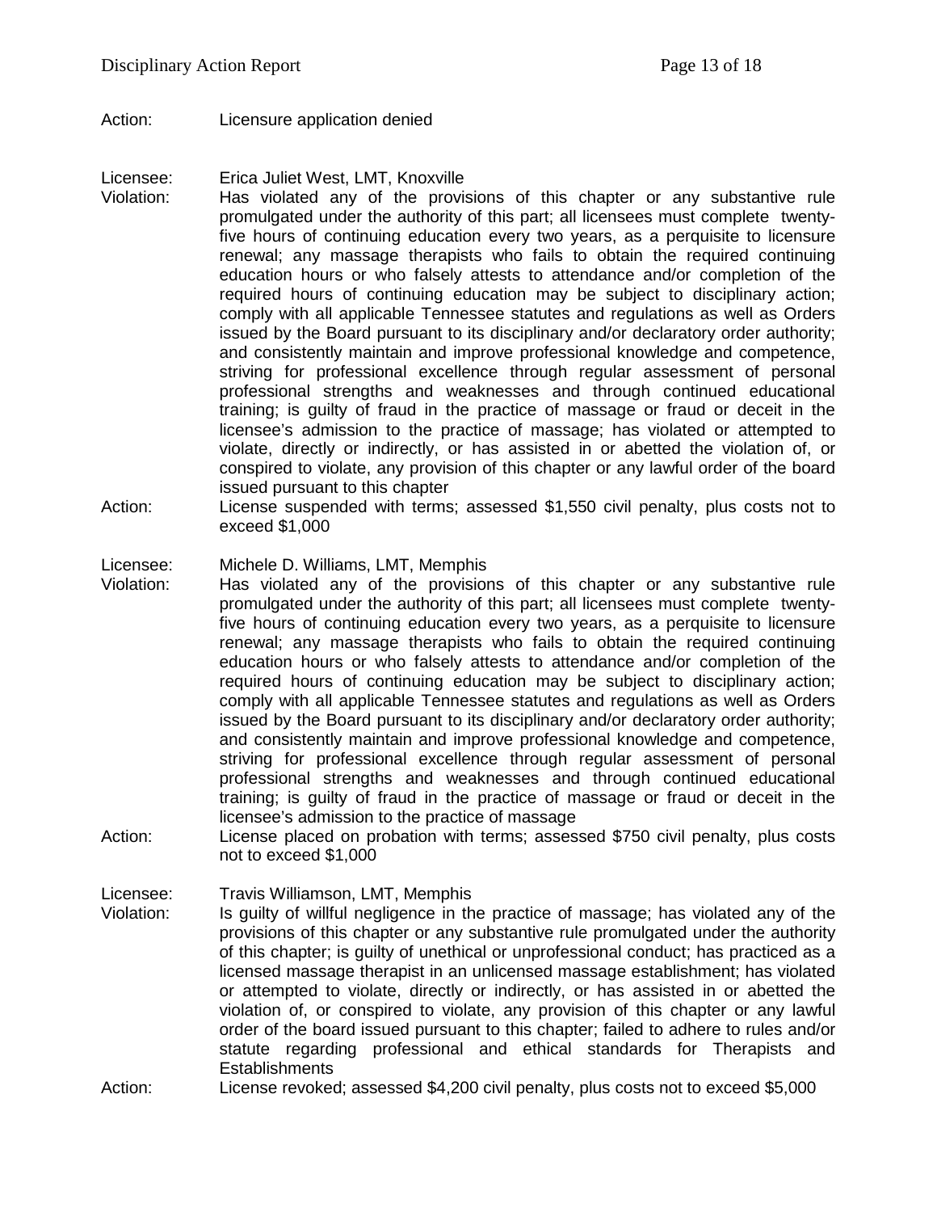Action: Licensure application denied

Licensee: Erica Juliet West, LMT, Knoxville

Violation: Has violated any of the provisions of this chapter or any substantive rule promulgated under the authority of this part; all licensees must complete twenty-five hours of continuing education every two years, as a perquisite to licensure renewal; any massage therapists who fails to obtain the required continuing education hours or who falsely attests to attendance and/or completion of the required hours of continuing education may be subject to disciplinary action; comply with all applicable Tennessee statutes and regulations as well as Orders issued by the Board pursuant to its disciplinary and/or declaratory order authority; and consistently maintain and improve professional knowledge and competence, striving for professional excellence through regular assessment of personal professional strengths and weaknesses and through continued educational training; is guilty of fraud in the practice of massage or fraud or deceit in the licensee's admission to the practice of massage; has violated or attempted to violate, directly or indirectly, or has assisted in or abetted the violation of, or conspired to violate, any provision of this chapter or any lawful order of the board issued pursuant to this chapter

Action: License suspended with terms; assessed $1,550 civil penalty, plus costs not to exceed $1,000

Licensee: Michele D. Williams, LMT, Memphis

Violation: Has violated any of the provisions of this chapter or any substantive rule promulgated under the authority of this part; all licensees must complete twenty-five hours of continuing education every two years, as a perquisite to licensure renewal; any massage therapists who fails to obtain the required continuing education hours or who falsely attests to attendance and/or completion of the required hours of continuing education may be subject to disciplinary action; comply with all applicable Tennessee statutes and regulations as well as Orders issued by the Board pursuant to its disciplinary and/or declaratory order authority; and consistently maintain and improve professional knowledge and competence, striving for professional excellence through regular assessment of personal professional strengths and weaknesses and through continued educational training; is guilty of fraud in the practice of massage or fraud or deceit in the licensee's admission to the practice of massage

Action: License placed on probation with terms; assessed $750 civil penalty, plus costs not to exceed $1,000

Licensee: Travis Williamson, LMT, Memphis

Violation: Is guilty of willful negligence in the practice of massage; has violated any of the provisions of this chapter or any substantive rule promulgated under the authority of this chapter; is guilty of unethical or unprofessional conduct; has practiced as a licensed massage therapist in an unlicensed massage establishment; has violated or attempted to violate, directly or indirectly, or has assisted in or abetted the violation of, or conspired to violate, any provision of this chapter or any lawful order of the board issued pursuant to this chapter; failed to adhere to rules and/or statute regarding professional and ethical standards for Therapists and Establishments

Action: License revoked; assessed $4,200 civil penalty, plus costs not to exceed $5,000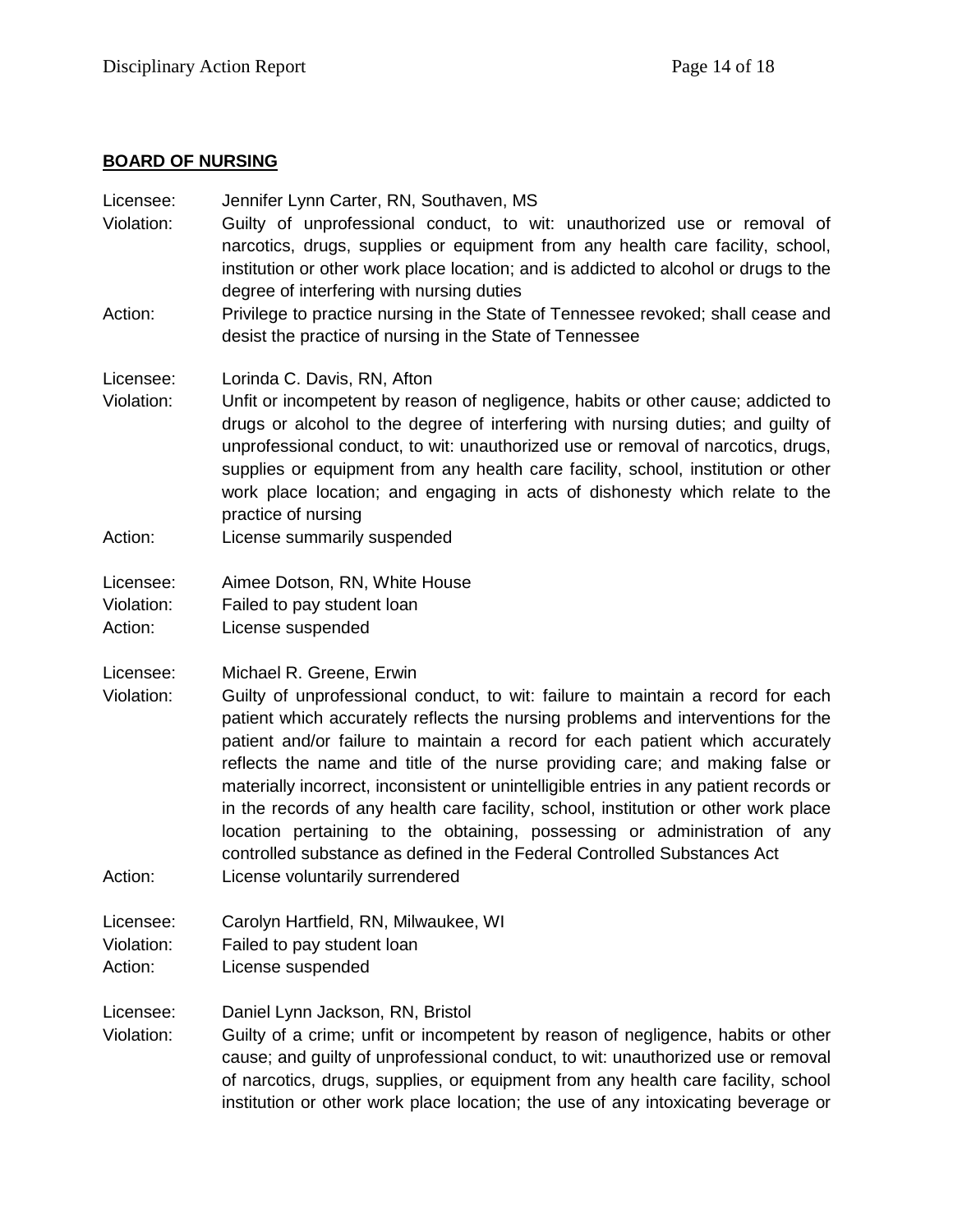**BOARD OF NURSING**

Licensee: Jennifer Lynn Carter, RN, Southaven, MS
Violation: Guilty of unprofessional conduct, to wit: unauthorized use or removal of narcotics, drugs, supplies or equipment from any health care facility, school, institution or other work place location; and is addicted to alcohol or drugs to the degree of interfering with nursing duties
Action: Privilege to practice nursing in the State of Tennessee revoked; shall cease and desist the practice of nursing in the State of Tennessee

Licensee: Lorinda C. Davis, RN, Afton
Violation: Unfit or incompetent by reason of negligence, habits or other cause; addicted to drugs or alcohol to the degree of interfering with nursing duties; and guilty of unprofessional conduct, to wit: unauthorized use or removal of narcotics, drugs, supplies or equipment from any health care facility, school, institution or other work place location; and engaging in acts of dishonesty which relate to the practice of nursing
Action: License summarily suspended

Licensee: Aimee Dotson, RN, White House
Violation: Failed to pay student loan
Action: License suspended

Licensee: Michael R. Greene, Erwin
Violation: Guilty of unprofessional conduct, to wit: failure to maintain a record for each patient which accurately reflects the nursing problems and interventions for the patient and/or failure to maintain a record for each patient which accurately reflects the name and title of the nurse providing care; and making false or materially incorrect, inconsistent or unintelligible entries in any patient records or in the records of any health care facility, school, institution or other work place location pertaining to the obtaining, possessing or administration of any controlled substance as defined in the Federal Controlled Substances Act
Action: License voluntarily surrendered

Licensee: Carolyn Hartfield, RN, Milwaukee, WI
Violation: Failed to pay student loan
Action: License suspended

Licensee: Daniel Lynn Jackson, RN, Bristol
Violation: Guilty of a crime; unfit or incompetent by reason of negligence, habits or other cause; and guilty of unprofessional conduct, to wit: unauthorized use or removal of narcotics, drugs, supplies, or equipment from any health care facility, school institution or other work place location; the use of any intoxicating beverage or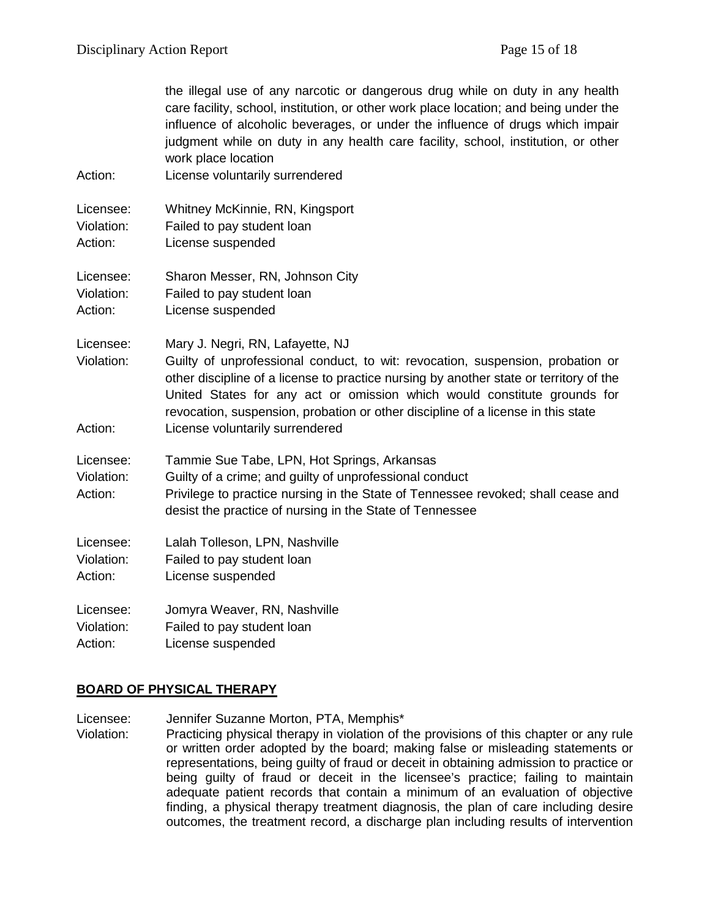the illegal use of any narcotic or dangerous drug while on duty in any health care facility, school, institution, or other work place location; and being under the influence of alcoholic beverages, or under the influence of drugs which impair judgment while on duty in any health care facility, school, institution, or other work place location

Action: License voluntarily surrendered

Licensee: Whitney McKinnie, RN, Kingsport
Violation: Failed to pay student loan
Action: License suspended

Licensee: Sharon Messer, RN, Johnson City
Violation: Failed to pay student loan
Action: License suspended

Licensee: Mary J. Negri, RN, Lafayette, NJ
Violation: Guilty of unprofessional conduct, to wit: revocation, suspension, probation or other discipline of a license to practice nursing by another state or territory of the United States for any act or omission which would constitute grounds for revocation, suspension, probation or other discipline of a license in this state
Action: License voluntarily surrendered

Licensee: Tammie Sue Tabe, LPN, Hot Springs, Arkansas
Violation: Guilty of a crime; and guilty of unprofessional conduct
Action: Privilege to practice nursing in the State of Tennessee revoked; shall cease and desist the practice of nursing in the State of Tennessee

Licensee: Lalah Tolleson, LPN, Nashville
Violation: Failed to pay student loan
Action: License suspended

Licensee: Jomyra Weaver, RN, Nashville
Violation: Failed to pay student loan
Action: License suspended

## BOARD OF PHYSICAL THERAPY

Licensee: Jennifer Suzanne Morton, PTA, Memphis*
Violation: Practicing physical therapy in violation of the provisions of this chapter or any rule or written order adopted by the board; making false or misleading statements or representations, being guilty of fraud or deceit in obtaining admission to practice or being guilty of fraud or deceit in the licensee's practice; failing to maintain adequate patient records that contain a minimum of an evaluation of objective finding, a physical therapy treatment diagnosis, the plan of care including desire outcomes, the treatment record, a discharge plan including results of intervention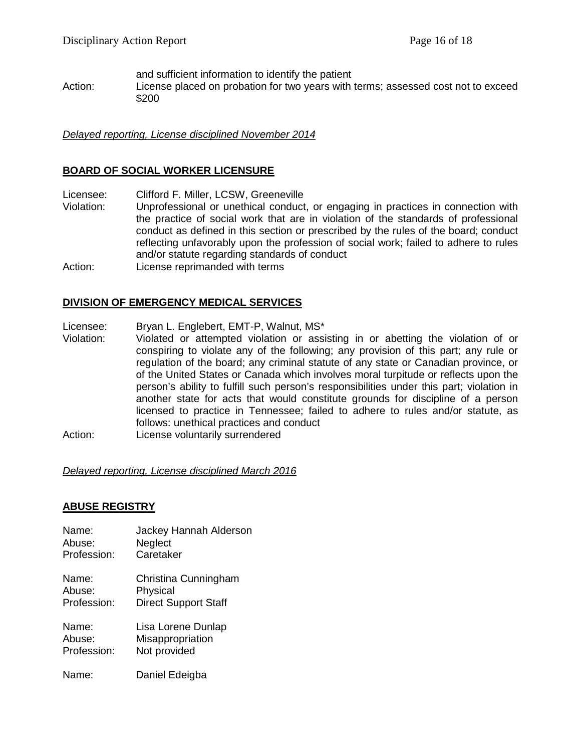and sufficient information to identify the patient

Action: License placed on probation for two years with terms; assessed cost not to exceed $200

*Delayed reporting, License disciplined November 2014*

## **BOARD OF SOCIAL WORKER LICENSURE**

Licensee: Clifford F. Miller, LCSW, Greeneville

Violation: Unprofessional or unethical conduct, or engaging in practices in connection with the practice of social work that are in violation of the standards of professional conduct as defined in this section or prescribed by the rules of the board; conduct reflecting unfavorably upon the profession of social work; failed to adhere to rules and/or statute regarding standards of conduct

Action: License reprimanded with terms

## **DIVISION OF EMERGENCY MEDICAL SERVICES**

Licensee: Bryan L. Englebert, EMT-P, Walnut, MS*

Violation: Violated or attempted violation or assisting in or abetting the violation of or conspiring to violate any of the following; any provision of this part; any rule or regulation of the board; any criminal statute of any state or Canadian province, or of the United States or Canada which involves moral turpitude or reflects upon the person's ability to fulfill such person's responsibilities under this part; violation in another state for acts that would constitute grounds for discipline of a person licensed to practice in Tennessee; failed to adhere to rules and/or statute, as follows: unethical practices and conduct

Action: License voluntarily surrendered

*Delayed reporting, License disciplined March 2016*

## **ABUSE REGISTRY**

Name: Jackey Hannah Alderson
Abuse: Neglect
Profession: Caretaker

Name: Christina Cunningham
Abuse: Physical
Profession: Direct Support Staff

Name: Lisa Lorene Dunlap
Abuse: Misappropriation
Profession: Not provided

Name: Daniel Edeigba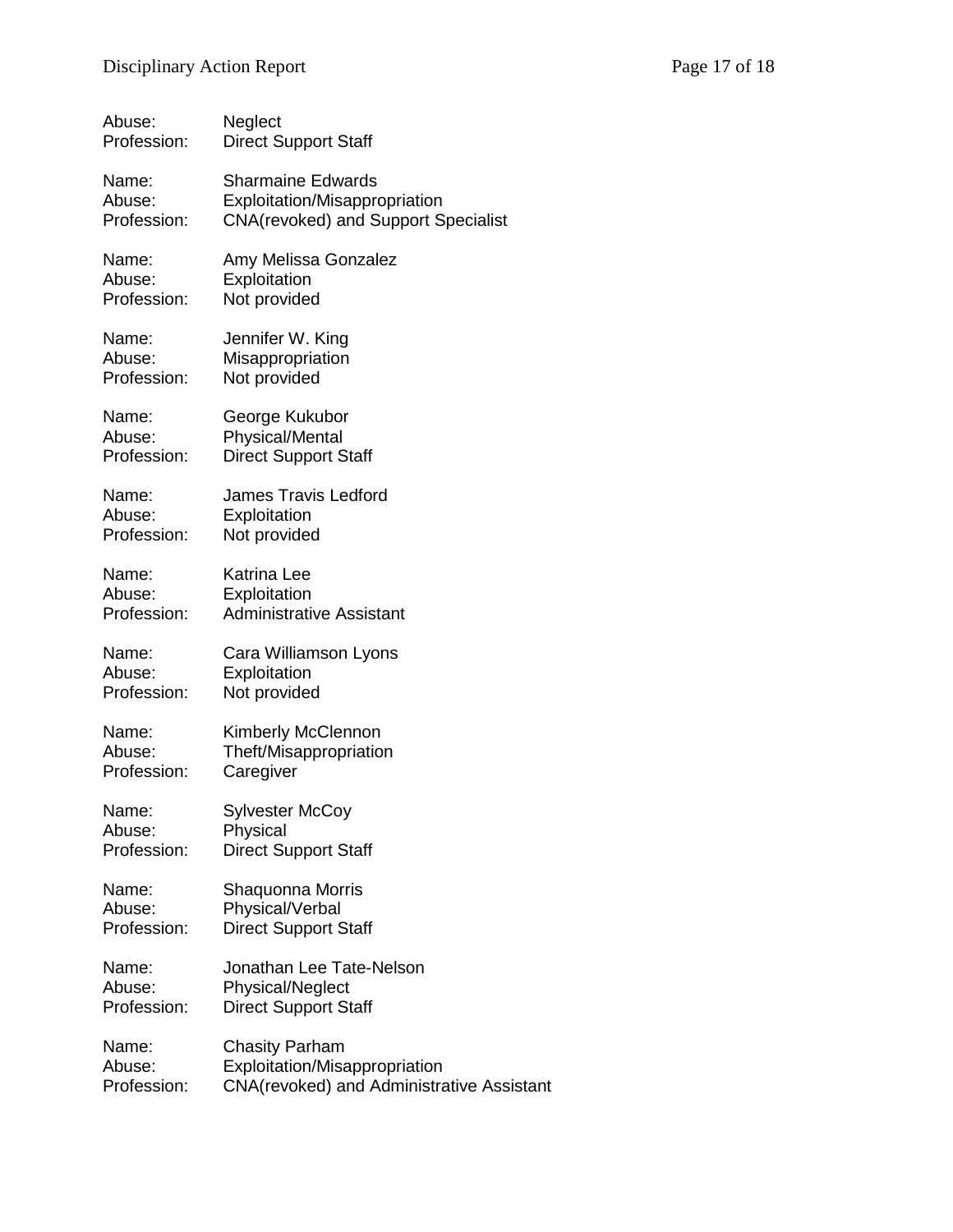Abuse: Neglect
Profession: Direct Support Staff

Name: Sharmaine Edwards
Abuse: Exploitation/Misappropriation
Profession: CNA(revoked) and Support Specialist

Name: Amy Melissa Gonzalez
Abuse: Exploitation
Profession: Not provided

Name: Jennifer W. King
Abuse: Misappropriation
Profession: Not provided

Name: George Kukubor
Abuse: Physical/Mental
Profession: Direct Support Staff

Name: James Travis Ledford
Abuse: Exploitation
Profession: Not provided

Name: Katrina Lee
Abuse: Exploitation
Profession: Administrative Assistant

Name: Cara Williamson Lyons
Abuse: Exploitation
Profession: Not provided

Name: Kimberly McClennon
Abuse: Theft/Misappropriation
Profession: Caregiver

Name: Sylvester McCoy
Abuse: Physical
Profession: Direct Support Staff

Name: Shaquonna Morris
Abuse: Physical/Verbal
Profession: Direct Support Staff

Name: Jonathan Lee Tate-Nelson
Abuse: Physical/Neglect
Profession: Direct Support Staff

Name: Chasity Parham
Abuse: Exploitation/Misappropriation
Profession: CNA(revoked) and Administrative Assistant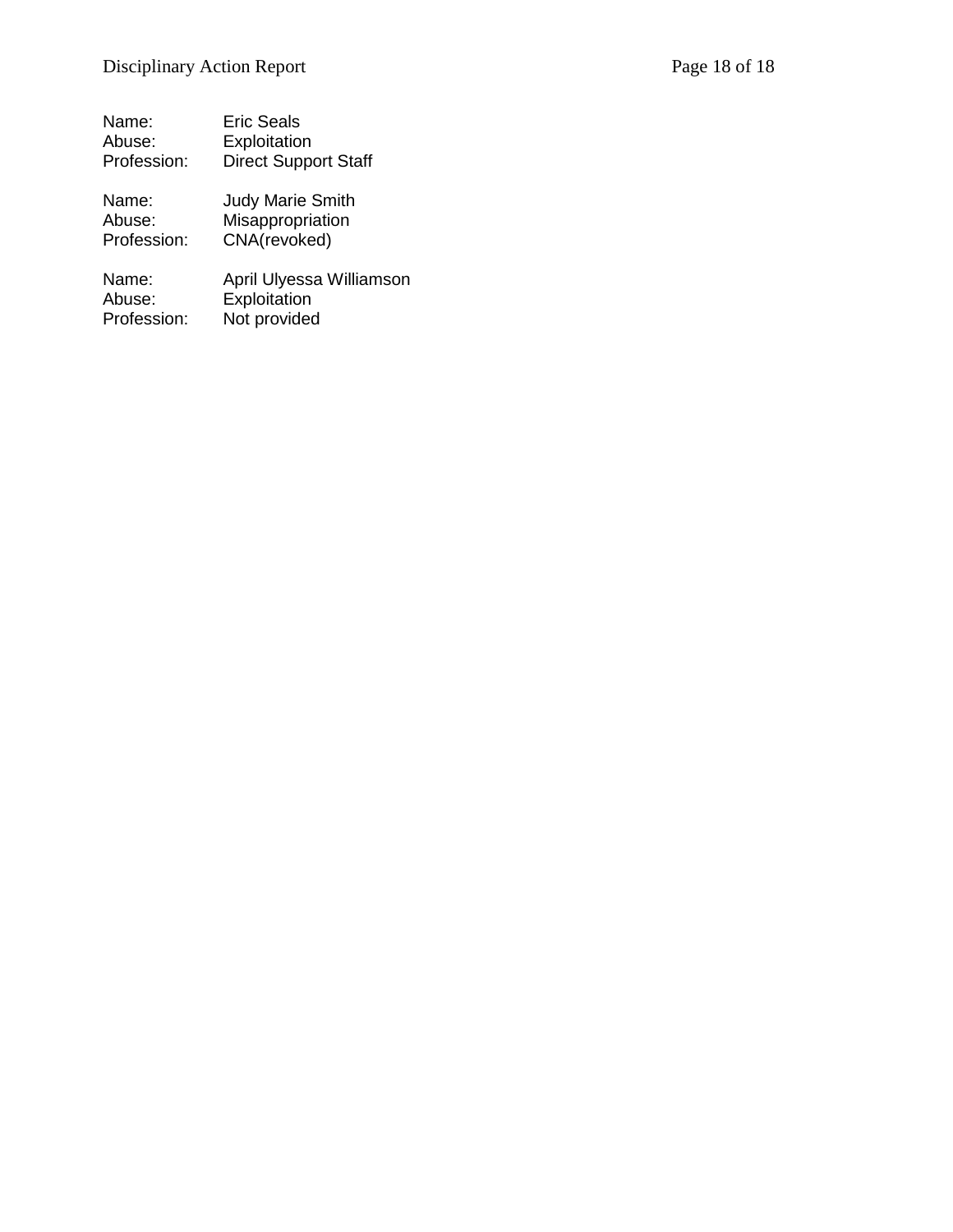Name: Eric Seals
Abuse: Exploitation
Profession: Direct Support Staff

Name: Judy Marie Smith
Abuse: Misappropriation
Profession: CNA(revoked)

Name: April Ulyessa Williamson
Abuse: Exploitation
Profession: Not provided